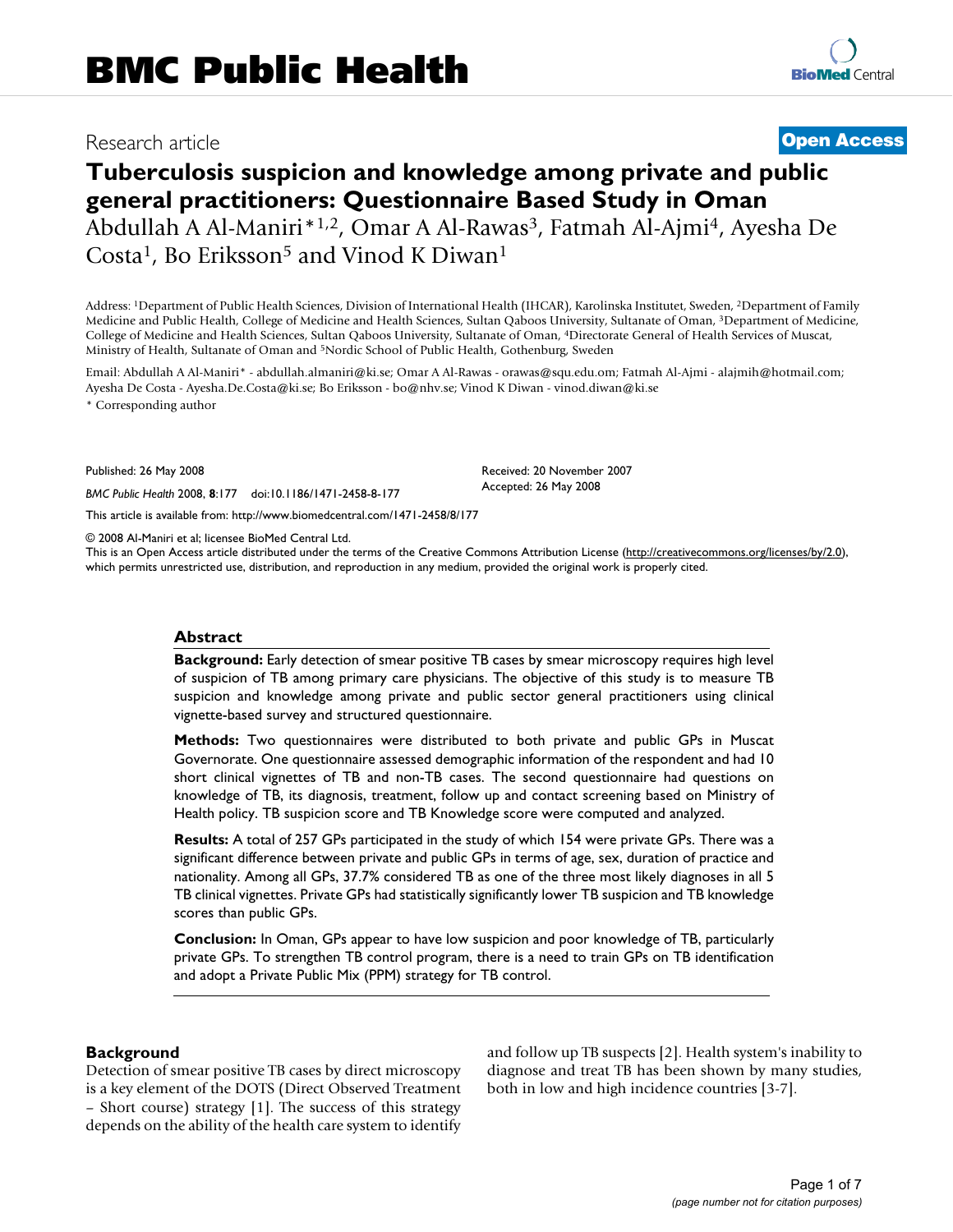Research article

**Open Access**

# Tuberculosis suspicion and knowledge among private and public general practitioners: Questionnaire Based Study in Oman

Abdullah A Al-Maniri*[1,2], Omar A Al-Rawas[3], Fatmah Al-Ajmi[4], Ayesha De Costa[1], Bo Eriksson[5] and Vinod K Diwan[1]

Address: [1]Department of Public Health Sciences, Division of International Health (IHCAR), Karolinska Institutet, Sweden, [2]Department of Family Medicine and Public Health, College of Medicine and Health Sciences, Sultan Qaboos University, Sultanate of Oman, [3]Department of Medicine, College of Medicine and Health Sciences, Sultan Qaboos University, Sultanate of Oman, [4]Directorate General of Health Services of Muscat, Ministry of Health, Sultanate of Oman and [5]Nordic School of Public Health, Gothenburg, Sweden

Email: Abdullah A Al-Maniri* - abdullah.almaniri@ki.se; Omar A Al-Rawas - orawas@squ.edu.om; Fatmah Al-Ajmi - alajmih@hotmail.com; Ayesha De Costa - Ayesha.De.Costa@ki.se; Bo Eriksson - bo@nhv.se; Vinod K Diwan - vinod.diwan@ki.se

* Corresponding author

Published: 26 May 2008

Received: 20 November 2007

Accepted: 26 May 2008

*BMC Public Health* 2008, **8**:177 doi:10.1186/1471-2458-8-177

This article is available from: http://www.biomedcentral.com/1471-2458/8/177

© 2008 Al-Maniri et al; licensee BioMed Central Ltd.

This is an Open Access article distributed under the terms of the Creative Commons Attribution License (http://creativecommons.org/licenses/by/2.0), which permits unrestricted use, distribution, and reproduction in any medium, provided the original work is properly cited.

## Abstract

**Background:** Early detection of smear positive TB cases by smear microscopy requires high level of suspicion of TB among primary care physicians. The objective of this study is to measure TB suspicion and knowledge among private and public sector general practitioners using clinical vignette-based survey and structured questionnaire.

**Methods:** Two questionnaires were distributed to both private and public GPs in Muscat Governorate. One questionnaire assessed demographic information of the respondent and had 10 short clinical vignettes of TB and non-TB cases. The second questionnaire had questions on knowledge of TB, its diagnosis, treatment, follow up and contact screening based on Ministry of Health policy. TB suspicion score and TB Knowledge score were computed and analyzed.

**Results:** A total of 257 GPs participated in the study of which 154 were private GPs. There was a significant difference between private and public GPs in terms of age, sex, duration of practice and nationality. Among all GPs, 37.7% considered TB as one of the three most likely diagnoses in all 5 TB clinical vignettes. Private GPs had statistically significantly lower TB suspicion and TB knowledge scores than public GPs.

**Conclusion:** In Oman, GPs appear to have low suspicion and poor knowledge of TB, particularly private GPs. To strengthen TB control program, there is a need to train GPs on TB identification and adopt a Private Public Mix (PPM) strategy for TB control.

## Background

Detection of smear positive TB cases by direct microscopy is a key element of the DOTS (Direct Observed Treatment – Short course) strategy [1]. The success of this strategy depends on the ability of the health care system to identify and follow up TB suspects [2]. Health system's inability to diagnose and treat TB has been shown by many studies, both in low and high incidence countries [3-7].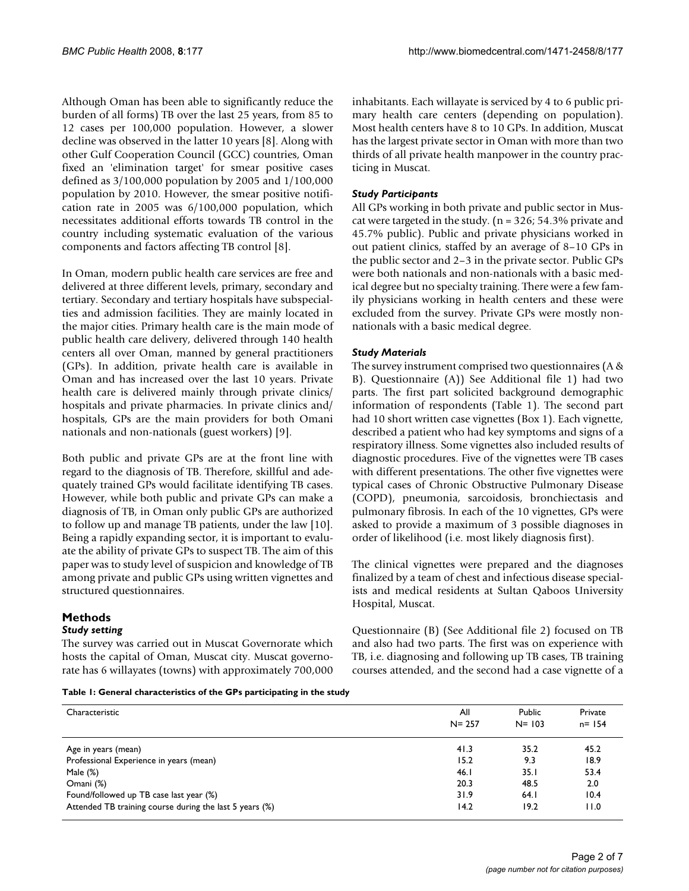Although Oman has been able to significantly reduce the burden of all forms) TB over the last 25 years, from 85 to 12 cases per 100,000 population. However, a slower decline was observed in the latter 10 years [8]. Along with other Gulf Cooperation Council (GCC) countries, Oman fixed an 'elimination target' for smear positive cases defined as 3/100,000 population by 2005 and 1/100,000 population by 2010. However, the smear positive notification rate in 2005 was 6/100,000 population, which necessitates additional efforts towards TB control in the country including systematic evaluation of the various components and factors affecting TB control [8].

In Oman, modern public health care services are free and delivered at three different levels, primary, secondary and tertiary. Secondary and tertiary hospitals have subspecialties and admission facilities. They are mainly located in the major cities. Primary health care is the main mode of public health care delivery, delivered through 140 health centers all over Oman, manned by general practitioners (GPs). In addition, private health care is available in Oman and has increased over the last 10 years. Private health care is delivered mainly through private clinics/hospitals and private pharmacies. In private clinics and/hospitals, GPs are the main providers for both Omani nationals and non-nationals (guest workers) [9].

Both public and private GPs are at the front line with regard to the diagnosis of TB. Therefore, skillful and adequately trained GPs would facilitate identifying TB cases. However, while both public and private GPs can make a diagnosis of TB, in Oman only public GPs are authorized to follow up and manage TB patients, under the law [10]. Being a rapidly expanding sector, it is important to evaluate the ability of private GPs to suspect TB. The aim of this paper was to study level of suspicion and knowledge of TB among private and public GPs using written vignettes and structured questionnaires.

## Methods

### *Study setting*

The survey was carried out in Muscat Governorate which hosts the capital of Oman, Muscat city. Muscat governorate has 6 willayates (towns) with approximately 700,000 inhabitants. Each willayate is serviced by 4 to 6 public primary health care centers (depending on population). Most health centers have 8 to 10 GPs. In addition, Muscat has the largest private sector in Oman with more than two thirds of all private health manpower in the country practicing in Muscat.

### *Study Participants*

All GPs working in both private and public sector in Muscat were targeted in the study. (n = 326; 54.3% private and 45.7% public). Public and private physicians worked in out patient clinics, staffed by an average of 8–10 GPs in the public sector and 2–3 in the private sector. Public GPs were both nationals and non-nationals with a basic medical degree but no specialty training. There were a few family physicians working in health centers and these were excluded from the survey. Private GPs were mostly non-nationals with a basic medical degree.

### *Study Materials*

The survey instrument comprised two questionnaires (A & B). Questionnaire (A)) See Additional file 1) had two parts. The first part solicited background demographic information of respondents (Table 1). The second part had 10 short written case vignettes (Box 1). Each vignette, described a patient who had key symptoms and signs of a respiratory illness. Some vignettes also included results of diagnostic procedures. Five of the vignettes were TB cases with different presentations. The other five vignettes were typical cases of Chronic Obstructive Pulmonary Disease (COPD), pneumonia, sarcoidosis, bronchiectasis and pulmonary fibrosis. In each of the 10 vignettes, GPs were asked to provide a maximum of 3 possible diagnoses in order of likelihood (i.e. most likely diagnosis first).

The clinical vignettes were prepared and the diagnoses finalized by a team of chest and infectious disease specialists and medical residents at Sultan Qaboos University Hospital, Muscat.

Questionnaire (B) (See Additional file 2) focused on TB and also had two parts. The first was on experience with TB, i.e. diagnosing and following up TB cases, TB training courses attended, and the second had a case vignette of a

**Table 1: General characteristics of the GPs participating in the study**

| Characteristic | All N= 257 | Public N= 103 | Private n= 154 |
|---|---|---|---|
| Age in years (mean) | 41.3 | 35.2 | 45.2 |
| Professional Experience in years (mean) | 15.2 | 9.3 | 18.9 |
| Male (%) | 46.1 | 35.1 | 53.4 |
| Omani (%) | 20.3 | 48.5 | 2.0 |
| Found/followed up TB case last year (%) | 31.9 | 64.1 | 10.4 |
| Attended TB training course during the last 5 years (%) | 14.2 | 19.2 | 11.0 |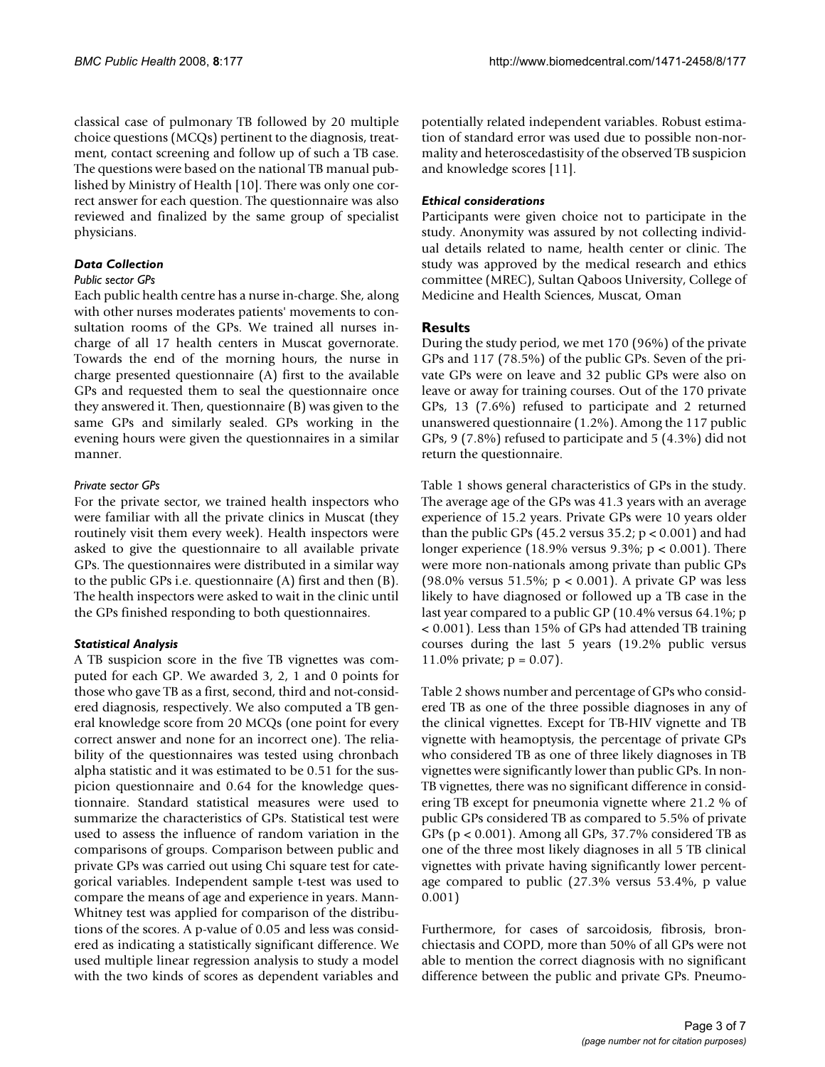classical case of pulmonary TB followed by 20 multiple choice questions (MCQs) pertinent to the diagnosis, treatment, contact screening and follow up of such a TB case. The questions were based on the national TB manual published by Ministry of Health [10]. There was only one correct answer for each question. The questionnaire was also reviewed and finalized by the same group of specialist physicians.

### *Data Collection*

#### *Public sector GPs*

Each public health centre has a nurse in-charge. She, along with other nurses moderates patients' movements to consultation rooms of the GPs. We trained all nurses in-charge of all 17 health centers in Muscat governorate. Towards the end of the morning hours, the nurse in charge presented questionnaire (A) first to the available GPs and requested them to seal the questionnaire once they answered it. Then, questionnaire (B) was given to the same GPs and similarly sealed. GPs working in the evening hours were given the questionnaires in a similar manner.

#### *Private sector GPs*

For the private sector, we trained health inspectors who were familiar with all the private clinics in Muscat (they routinely visit them every week). Health inspectors were asked to give the questionnaire to all available private GPs. The questionnaires were distributed in a similar way to the public GPs i.e. questionnaire (A) first and then (B). The health inspectors were asked to wait in the clinic until the GPs finished responding to both questionnaires.

### *Statistical Analysis*

A TB suspicion score in the five TB vignettes was computed for each GP. We awarded 3, 2, 1 and 0 points for those who gave TB as a first, second, third and not-considered diagnosis, respectively. We also computed a TB general knowledge score from 20 MCQs (one point for every correct answer and none for an incorrect one). The reliability of the questionnaires was tested using chronbach alpha statistic and it was estimated to be 0.51 for the suspicion questionnaire and 0.64 for the knowledge questionnaire. Standard statistical measures were used to summarize the characteristics of GPs. Statistical test were used to assess the influence of random variation in the comparisons of groups. Comparison between public and private GPs was carried out using Chi square test for categorical variables. Independent sample t-test was used to compare the means of age and experience in years. Mann-Whitney test was applied for comparison of the distributions of the scores. A p-value of 0.05 and less was considered as indicating a statistically significant difference. We used multiple linear regression analysis to study a model with the two kinds of scores as dependent variables and potentially related independent variables. Robust estimation of standard error was used due to possible non-normality and heteroscedastisity of the observed TB suspicion and knowledge scores [11].

### *Ethical considerations*

Participants were given choice not to participate in the study. Anonymity was assured by not collecting individual details related to name, health center or clinic. The study was approved by the medical research and ethics committee (MREC), Sultan Qaboos University, College of Medicine and Health Sciences, Muscat, Oman

## Results

During the study period, we met 170 (96%) of the private GPs and 117 (78.5%) of the public GPs. Seven of the private GPs were on leave and 32 public GPs were also on leave or away for training courses. Out of the 170 private GPs, 13 (7.6%) refused to participate and 2 returned unanswered questionnaire (1.2%). Among the 117 public GPs, 9 (7.8%) refused to participate and 5 (4.3%) did not return the questionnaire.

Table 1 shows general characteristics of GPs in the study. The average age of the GPs was 41.3 years with an average experience of 15.2 years. Private GPs were 10 years older than the public GPs (45.2 versus 35.2; $p < 0.001$) and had longer experience (18.9% versus 9.3%; $p < 0.001$). There were more non-nationals among private than public GPs (98.0% versus 51.5%; $p < 0.001$). A private GP was less likely to have diagnosed or followed up a TB case in the last year compared to a public GP (10.4% versus 64.1%; $p < 0.001$). Less than 15% of GPs had attended TB training courses during the last 5 years (19.2% public versus 11.0% private; $p = 0.07$).

Table 2 shows number and percentage of GPs who considered TB as one of the three possible diagnoses in any of the clinical vignettes. Except for TB-HIV vignette and TB vignette with heamoptysis, the percentage of private GPs who considered TB as one of three likely diagnoses in TB vignettes were significantly lower than public GPs. In non-TB vignettes, there was no significant difference in considering TB except for pneumonia vignette where 21.2 % of public GPs considered TB as compared to 5.5% of private GPs ($p < 0.001$). Among all GPs, 37.7% considered TB as one of the three most likely diagnoses in all 5 TB clinical vignettes with private having significantly lower percentage compared to public (27.3% versus 53.4%, p value 0.001)

Furthermore, for cases of sarcoidosis, fibrosis, bronchiectasis and COPD, more than 50% of all GPs were not able to mention the correct diagnosis with no significant difference between the public and private GPs. Pneumo-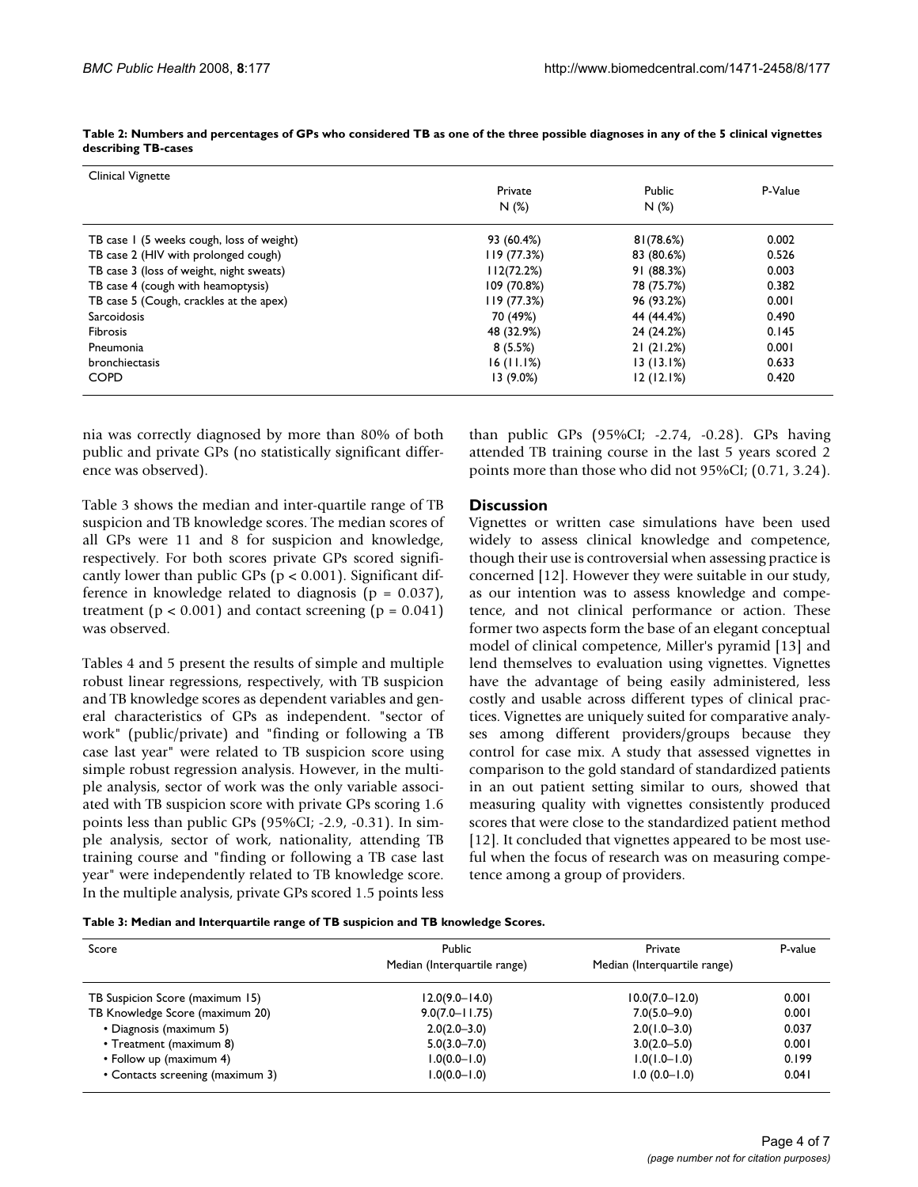**Table 2: Numbers and percentages of GPs who considered TB as one of the three possible diagnoses in any of the 5 clinical vignettes describing TB-cases**

| Clinical Vignette | Private N (%) | Public N (%) | P-Value |
|---|---|---|---|
| TB case 1 (5 weeks cough, loss of weight) | 93 (60.4%) | 81(78.6%) | 0.002 |
| TB case 2 (HIV with prolonged cough) | 119 (77.3%) | 83 (80.6%) | 0.526 |
| TB case 3 (loss of weight, night sweats) | 112(72.2%) | 91 (88.3%) | 0.003 |
| TB case 4 (cough with heamoptysis) | 109 (70.8%) | 78 (75.7%) | 0.382 |
| TB case 5 (Cough, crackles at the apex) | 119 (77.3%) | 96 (93.2%) | 0.001 |
| Sarcoidosis | 70 (49%) | 44 (44.4%) | 0.490 |
| Fibrosis | 48 (32.9%) | 24 (24.2%) | 0.145 |
| Pneumonia | 8 (5.5%) | 21 (21.2%) | 0.001 |
| bronchiectasis | 16 (11.1%) | 13 (13.1%) | 0.633 |
| COPD | 13 (9.0%) | 12 (12.1%) | 0.420 |

nia was correctly diagnosed by more than 80% of both public and private GPs (no statistically significant difference was observed).

Table 3 shows the median and inter-quartile range of TB suspicion and TB knowledge scores. The median scores of all GPs were 11 and 8 for suspicion and knowledge, respectively. For both scores private GPs scored significantly lower than public GPs ($p < 0.001$). Significant difference in knowledge related to diagnosis ($p = 0.037$), treatment ($p < 0.001$) and contact screening ($p = 0.041$) was observed.

Tables 4 and 5 present the results of simple and multiple robust linear regressions, respectively, with TB suspicion and TB knowledge scores as dependent variables and general characteristics of GPs as independent. "sector of work" (public/private) and "finding or following a TB case last year" were related to TB suspicion score using simple robust regression analysis. However, in the multiple analysis, sector of work was the only variable associated with TB suspicion score with private GPs scoring 1.6 points less than public GPs (95%CI; -2.9, -0.31). In simple analysis, sector of work, nationality, attending TB training course and "finding or following a TB case last year" were independently related to TB knowledge score. In the multiple analysis, private GPs scored 1.5 points less than public GPs (95%CI; -2.74, -0.28). GPs having attended TB training course in the last 5 years scored 2 points more than those who did not 95%CI; (0.71, 3.24).

## Discussion

Vignettes or written case simulations have been used widely to assess clinical knowledge and competence, though their use is controversial when assessing practice is concerned [12]. However they were suitable in our study, as our intention was to assess knowledge and competence, and not clinical performance or action. These former two aspects form the base of an elegant conceptual model of clinical competence, Miller's pyramid [13] and lend themselves to evaluation using vignettes. Vignettes have the advantage of being easily administered, less costly and usable across different types of clinical practices. Vignettes are uniquely suited for comparative analyses among different providers/groups because they control for case mix. A study that assessed vignettes in comparison to the gold standard of standardized patients in an out patient setting similar to ours, showed that measuring quality with vignettes consistently produced scores that were close to the standardized patient method [12]. It concluded that vignettes appeared to be most useful when the focus of research was on measuring competence among a group of providers.

**Table 3: Median and Interquartile range of TB suspicion and TB knowledge Scores.**

| Score | Public Median (Interquartile range) | Private Median (Interquartile range) | P-value |
|---|---|---|---|
| TB Suspicion Score (maximum 15) | 12.0(9.0–14.0) | 10.0(7.0–12.0) | 0.001 |
| TB Knowledge Score (maximum 20) | 9.0(7.0–11.75) | 7.0(5.0–9.0) | 0.001 |
| • Diagnosis (maximum 5) | 2.0(2.0–3.0) | 2.0(1.0–3.0) | 0.037 |
| • Treatment (maximum 8) | 5.0(3.0–7.0) | 3.0(2.0–5.0) | 0.001 |
| • Follow up (maximum 4) | 1.0(0.0–1.0) | 1.0(1.0–1.0) | 0.199 |
| • Contacts screening (maximum 3) | 1.0(0.0–1.0) | 1.0 (0.0–1.0) | 0.041 |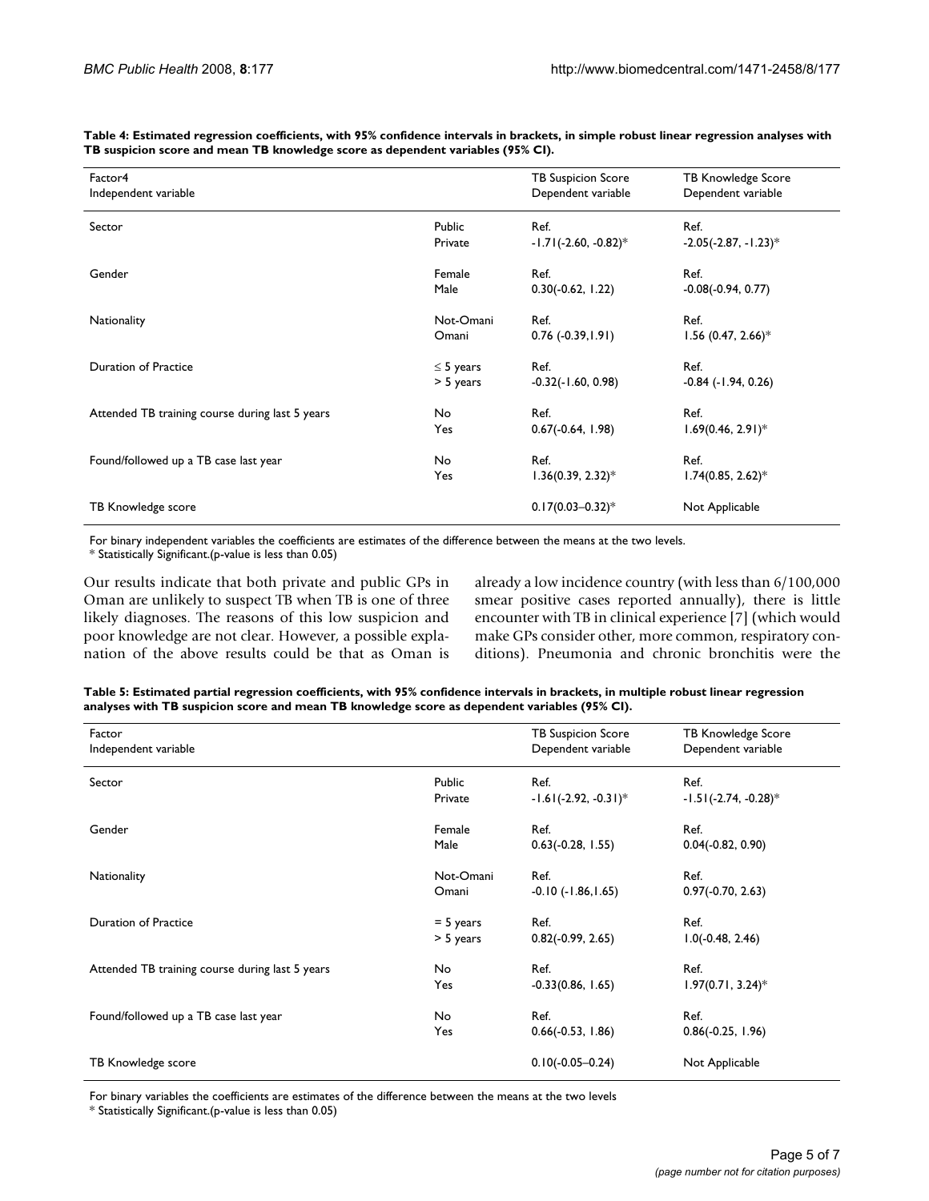**Table 4: Estimated regression coefficients, with 95% confidence intervals in brackets, in simple robust linear regression analyses with TB suspicion score and mean TB knowledge score as dependent variables (95% CI).**

| Factor4 Independent variable | | TB Suspicion Score Dependent variable | TB Knowledge Score Dependent variable |
|---|---|---|---|
| Sector | Public | Ref. | Ref. |
| | Private | -1.71(-2.60, -0.82)* | -2.05(-2.87, -1.23)* |
| Gender | Female | Ref. | Ref. |
| | Male | 0.30(-0.62, 1.22) | -0.08(-0.94, 0.77) |
| Nationality | Not-Omani | Ref. | Ref. |
| | Omani | 0.76 (-0.39,1.91) | 1.56 (0.47, 2.66)* |
| Duration of Practice | ≤ 5 years | Ref. | Ref. |
| | > 5 years | -0.32(-1.60, 0.98) | -0.84 (-1.94, 0.26) |
| Attended TB training course during last 5 years | No | Ref. | Ref. |
| | Yes | 0.67(-0.64, 1.98) | 1.69(0.46, 2.91)* |
| Found/followed up a TB case last year | No | Ref. | Ref. |
| | Yes | 1.36(0.39, 2.32)* | 1.74(0.85, 2.62)* |
| TB Knowledge score | | 0.17(0.03–0.32)* | Not Applicable |

For binary independent variables the coefficients are estimates of the difference between the means at the two levels.
* Statistically Significant.(p-value is less than 0.05)

Our results indicate that both private and public GPs in Oman are unlikely to suspect TB when TB is one of three likely diagnoses. The reasons of this low suspicion and poor knowledge are not clear. However, a possible explanation of the above results could be that as Oman is already a low incidence country (with less than 6/100,000 smear positive cases reported annually), there is little encounter with TB in clinical experience [7] (which would make GPs consider other, more common, respiratory conditions). Pneumonia and chronic bronchitis were the

**Table 5: Estimated partial regression coefficients, with 95% confidence intervals in brackets, in multiple robust linear regression analyses with TB suspicion score and mean TB knowledge score as dependent variables (95% CI).**

| Factor Independent variable | | TB Suspicion Score Dependent variable | TB Knowledge Score Dependent variable |
|---|---|---|---|
| Sector | Public | Ref. | Ref. |
| | Private | -1.61(-2.92, -0.31)* | -1.51(-2.74, -0.28)* |
| Gender | Female | Ref. | Ref. |
| | Male | 0.63(-0.28, 1.55) | 0.04(-0.82, 0.90) |
| Nationality | Not-Omani | Ref. | Ref. |
| | Omani | -0.10 (-1.86,1.65) | 0.97(-0.70, 2.63) |
| Duration of Practice | = 5 years | Ref. | Ref. |
| | > 5 years | 0.82(-0.99, 2.65) | 1.0(-0.48, 2.46) |
| Attended TB training course during last 5 years | No | Ref. | Ref. |
| | Yes | -0.33(0.86, 1.65) | 1.97(0.71, 3.24)* |
| Found/followed up a TB case last year | No | Ref. | Ref. |
| | Yes | 0.66(-0.53, 1.86) | 0.86(-0.25, 1.96) |
| TB Knowledge score | | 0.10(-0.05–0.24) | Not Applicable |

For binary variables the coefficients are estimates of the difference between the means at the two levels
* Statistically Significant.(p-value is less than 0.05)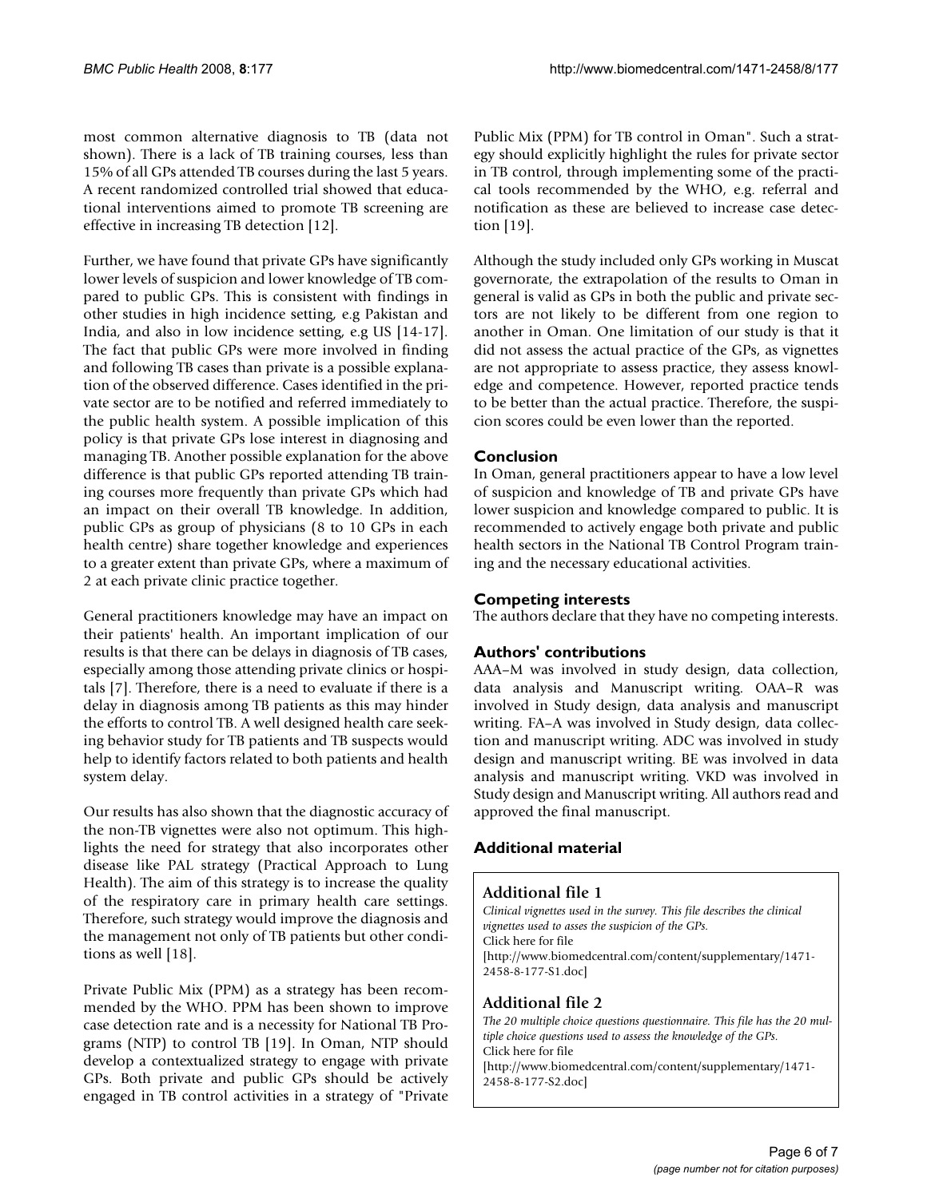most common alternative diagnosis to TB (data not shown). There is a lack of TB training courses, less than 15% of all GPs attended TB courses during the last 5 years. A recent randomized controlled trial showed that educational interventions aimed to promote TB screening are effective in increasing TB detection [12].

Further, we have found that private GPs have significantly lower levels of suspicion and lower knowledge of TB compared to public GPs. This is consistent with findings in other studies in high incidence setting, e.g Pakistan and India, and also in low incidence setting, e.g US [14-17]. The fact that public GPs were more involved in finding and following TB cases than private is a possible explanation of the observed difference. Cases identified in the private sector are to be notified and referred immediately to the public health system. A possible implication of this policy is that private GPs lose interest in diagnosing and managing TB. Another possible explanation for the above difference is that public GPs reported attending TB training courses more frequently than private GPs which had an impact on their overall TB knowledge. In addition, public GPs as group of physicians (8 to 10 GPs in each health centre) share together knowledge and experiences to a greater extent than private GPs, where a maximum of 2 at each private clinic practice together.

General practitioners knowledge may have an impact on their patients' health. An important implication of our results is that there can be delays in diagnosis of TB cases, especially among those attending private clinics or hospitals [7]. Therefore, there is a need to evaluate if there is a delay in diagnosis among TB patients as this may hinder the efforts to control TB. A well designed health care seeking behavior study for TB patients and TB suspects would help to identify factors related to both patients and health system delay.

Our results has also shown that the diagnostic accuracy of the non-TB vignettes were also not optimum. This highlights the need for strategy that also incorporates other disease like PAL strategy (Practical Approach to Lung Health). The aim of this strategy is to increase the quality of the respiratory care in primary health care settings. Therefore, such strategy would improve the diagnosis and the management not only of TB patients but other conditions as well [18].

Private Public Mix (PPM) as a strategy has been recommended by the WHO. PPM has been shown to improve case detection rate and is a necessity for National TB Programs (NTP) to control TB [19]. In Oman, NTP should develop a contextualized strategy to engage with private GPs. Both private and public GPs should be actively engaged in TB control activities in a strategy of "Private Public Mix (PPM) for TB control in Oman". Such a strategy should explicitly highlight the rules for private sector in TB control, through implementing some of the practical tools recommended by the WHO, e.g. referral and notification as these are believed to increase case detection [19].

Although the study included only GPs working in Muscat governorate, the extrapolation of the results to Oman in general is valid as GPs in both the public and private sectors are not likely to be different from one region to another in Oman. One limitation of our study is that it did not assess the actual practice of the GPs, as vignettes are not appropriate to assess practice, they assess knowledge and competence. However, reported practice tends to be better than the actual practice. Therefore, the suspicion scores could be even lower than the reported.

## Conclusion

In Oman, general practitioners appear to have a low level of suspicion and knowledge of TB and private GPs have lower suspicion and knowledge compared to public. It is recommended to actively engage both private and public health sectors in the National TB Control Program training and the necessary educational activities.

## Competing interests

The authors declare that they have no competing interests.

## Authors' contributions

AAA–M was involved in study design, data collection, data analysis and Manuscript writing. OAA–R was involved in Study design, data analysis and manuscript writing. FA–A was involved in Study design, data collection and manuscript writing. ADC was involved in study design and manuscript writing. BE was involved in data analysis and manuscript writing. VKD was involved in Study design and Manuscript writing. All authors read and approved the final manuscript.

## Additional material

### Additional file 1

*Clinical vignettes used in the survey. This file describes the clinical vignettes used to asses the suspicion of the GPs.*
Click here for file
[http://www.biomedcentral.com/content/supplementary/1471-2458-8-177-S1.doc]

### Additional file 2

*The 20 multiple choice questions questionnaire. This file has the 20 multiple choice questions used to assess the knowledge of the GPs.*
Click here for file
[http://www.biomedcentral.com/content/supplementary/1471-2458-8-177-S2.doc]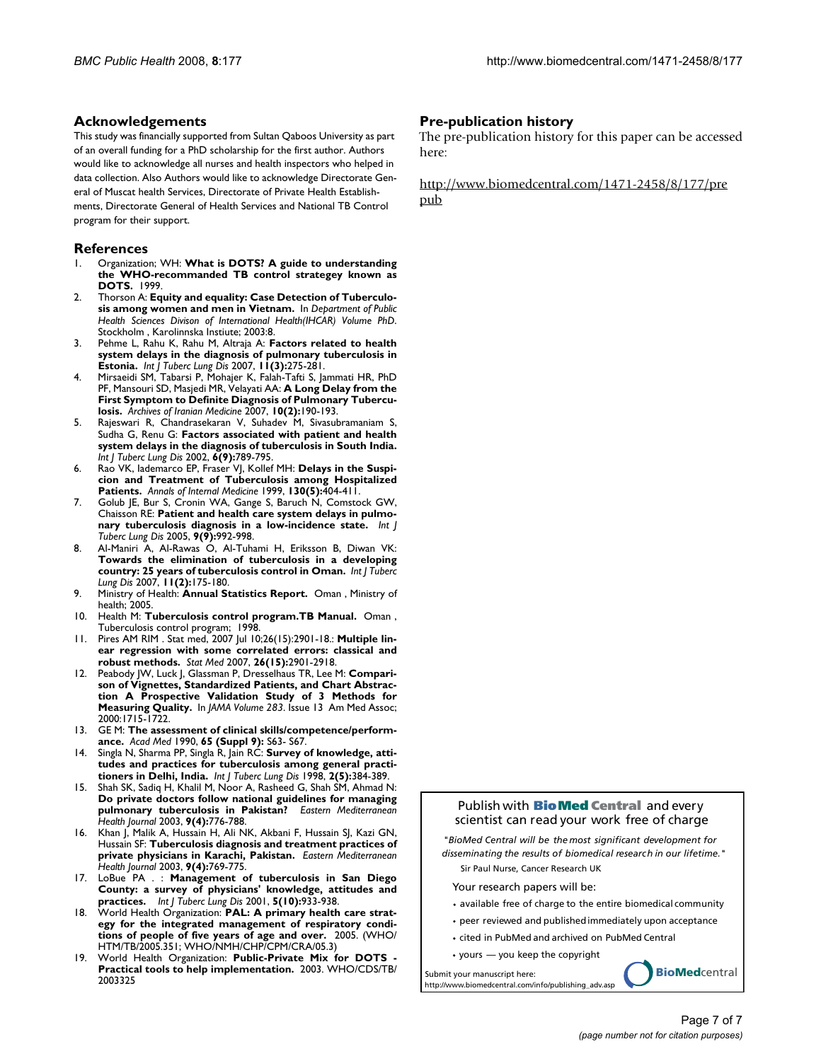## Acknowledgements

This study was financially supported from Sultan Qaboos University as part of an overall funding for a PhD scholarship for the first author. Authors would like to acknowledge all nurses and health inspectors who helped in data collection. Also Authors would like to acknowledge Directorate General of Muscat health Services, Directorate of Private Health Establishments, Directorate General of Health Services and National TB Control program for their support.

## References

1. Organization; WH: **What is DOTS? A guide to understanding the WHO-recommanded TB control strategey known as DOTS.** 1999.
2. Thorson A: **Equity and equality: Case Detection of Tuberculosis among women and men in Vietnam.** In *Department of Public Health Sciences Divison of International Health(IHCAR) Volume PhD*. Stockholm , Karolinnska Instiute; 2003:8.
3. Pehme L, Rahu K, Rahu M, Altraja A: **Factors related to health system delays in the diagnosis of pulmonary tuberculosis in Estonia.** *Int J Tuberc Lung Dis* 2007, **11(3):**275-281.
4. Mirsaeidi SM, Tabarsi P, Mohajer K, Falah-Tafti S, Jammati HR, PhD PF, Mansouri SD, Masjedi MR, Velayati AA: **A Long Delay from the First Symptom to Definite Diagnosis of Pulmonary Tuberculosis.** *Archives of Iranian Medicine* 2007, **10(2):**190-193.
5. Rajeswari R, Chandrasekaran V, Suhadev M, Sivasubramaniam S, Sudha G, Renu G: **Factors associated with patient and health system delays in the diagnosis of tuberculosis in South India.** *Int J Tuberc Lung Dis* 2002, **6(9):**789-795.
6. Rao VK, Iademarco EP, Fraser VJ, Kollef MH: **Delays in the Suspicion and Treatment of Tuberculosis among Hospitalized Patients.** *Annals of Internal Medicine* 1999, **130(5):**404-411.
7. Golub JE, Bur S, Cronin WA, Gange S, Baruch N, Comstock GW, Chaisson RE: **Patient and health care system delays in pulmonary tuberculosis diagnosis in a low-incidence state.** *Int J Tuberc Lung Dis* 2005, **9(9):**992-998.
8. Al-Maniri A, Al-Rawas O, Al-Tuhami H, Eriksson B, Diwan VK: **Towards the elimination of tuberculosis in a developing country: 25 years of tuberculosis control in Oman.** *Int J Tuberc Lung Dis* 2007, **11(2):**175-180.
9. Ministry of Health: **Annual Statistics Report.** Oman , Ministry of health; 2005.
10. Health M: **Tuberculosis control program.TB Manual.** Oman , Tuberculosis control program; 1998.
11. Pires AM RIM . Stat med, 2007 Jul 10;26(15):2901-18.: **Multiple linear regression with some correlated errors: classical and robust methods.** *Stat Med* 2007, **26(15):**2901-2918.
12. Peabody JW, Luck J, Glassman P, Dresselhaus TR, Lee M: **Comparison of Vignettes, Standardized Patients, and Chart Abstraction A Prospective Validation Study of 3 Methods for Measuring Quality.** In *JAMA Volume 283*. Issue 13 Am Med Assoc; 2000:1715-1722.
13. GE M: **The assessment of clinical skills/competence/performance.** *Acad Med* 1990, **65 (Suppl 9):** S63- S67.
14. Singla N, Sharma PP, Singla R, Jain RC: **Survey of knowledge, attitudes and practices for tuberculosis among general practitioners in Delhi, India.** *Int J Tuberc Lung Dis* 1998, **2(5):**384-389.
15. Shah SK, Sadiq H, Khalil M, Noor A, Rasheed G, Shah SM, Ahmad N: **Do private doctors follow national guidelines for managing pulmonary tuberculosis in Pakistan?** *Eastern Mediterranean Health Journal* 2003, **9(4):**776-788.
16. Khan J, Malik A, Hussain H, Ali NK, Akbani F, Hussain SJ, Kazi GN, Hussain SF: **Tuberculosis diagnosis and treatment practices of private physicians in Karachi, Pakistan.** *Eastern Mediterranean Health Journal* 2003, **9(4):**769-775.
17. LoBue PA . : **Management of tuberculosis in San Diego County: a survey of physicians' knowledge, attitudes and practices.** *Int J Tuberc Lung Dis* 2001, **5(10):**933-938.
18. World Health Organization: **PAL: A primary health care strategy for the integrated management of respiratory conditions of people of five years of age and over.** 2005. (WHO/HTM/TB/2005.351; WHO/NMH/CHP/CPM/CRA/05.3)
19. World Health Organization: **Public-Private Mix for DOTS - Practical tools to help implementation.** 2003. WHO/CDS/TB/2003325

## Pre-publication history

The pre-publication history for this paper can be accessed here:

http://www.biomedcentral.com/1471-2458/8/177/prepub

Publish with **BioMed Central** and every scientist can read your work free of charge

*"BioMed Central will be the most significant development for disseminating the results of biomedical research in our lifetime."*

Sir Paul Nurse, Cancer Research UK

Your research papers will be:

- available free of charge to the entire biomedical community
- peer reviewed and published immediately upon acceptance
- cited in PubMed and archived on PubMed Central
- yours — you keep the copyright

Submit your manuscript here:
http://www.biomedcentral.com/info/publishing_adv.asp

BioMedcentral